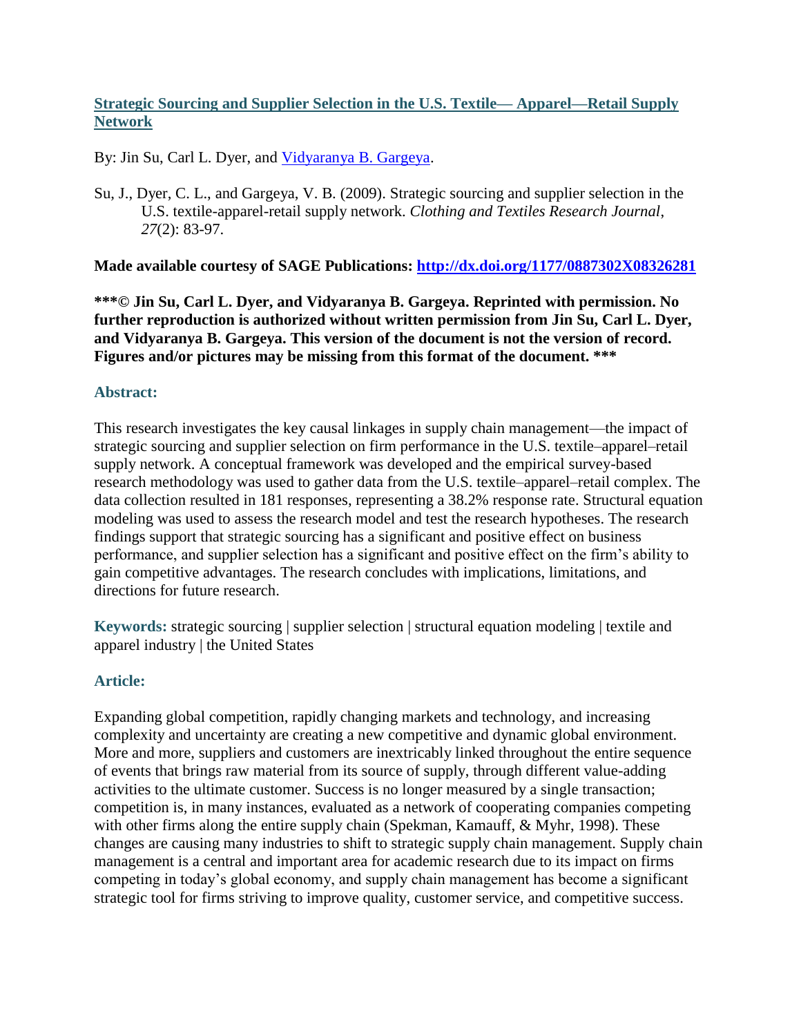## [Strategic Sourcing and Supplier Selection in the U.S. Textile— Apparel—Retail Supply Network](#)

By: Jin Su, Carl L. Dyer, and [Vidyaranya B. Gargeya](#).

Su, J., Dyer, C. L., and Gargeya, V. B. (2009). Strategic sourcing and supplier selection in the U.S. textile-apparel-retail supply network. *Clothing and Textiles Research Journal*, *27*(2): 83-97.

**Made available courtesy of SAGE Publications: [http://dx.doi.org/1177/0887302X08326281](http://dx.doi.org/1177/0887302X08326281)**

**\*\*\*© Jin Su, Carl L. Dyer, and Vidyaranya B. Gargeya. Reprinted with permission. No further reproduction is authorized without written permission from Jin Su, Carl L. Dyer, and Vidyaranya B. Gargeya. This version of the document is not the version of record. Figures and/or pictures may be missing from this format of the document. \*\*\***

### Abstract:

This research investigates the key causal linkages in supply chain management—the impact of strategic sourcing and supplier selection on firm performance in the U.S. textile–apparel–retail supply network. A conceptual framework was developed and the empirical survey-based research methodology was used to gather data from the U.S. textile–apparel–retail complex. The data collection resulted in 181 responses, representing a 38.2% response rate. Structural equation modeling was used to assess the research model and test the research hypotheses. The research findings support that strategic sourcing has a significant and positive effect on business performance, and supplier selection has a significant and positive effect on the firm's ability to gain competitive advantages. The research concludes with implications, limitations, and directions for future research.

**Keywords:** strategic sourcing | supplier selection | structural equation modeling | textile and apparel industry | the United States

### Article:

Expanding global competition, rapidly changing markets and technology, and increasing complexity and uncertainty are creating a new competitive and dynamic global environment. More and more, suppliers and customers are inextricably linked throughout the entire sequence of events that brings raw material from its source of supply, through different value-adding activities to the ultimate customer. Success is no longer measured by a single transaction; competition is, in many instances, evaluated as a network of cooperating companies competing with other firms along the entire supply chain (Spekman, Kamauff, & Myhr, 1998). These changes are causing many industries to shift to strategic supply chain management. Supply chain management is a central and important area for academic research due to its impact on firms competing in today's global economy, and supply chain management has become a significant strategic tool for firms striving to improve quality, customer service, and competitive success.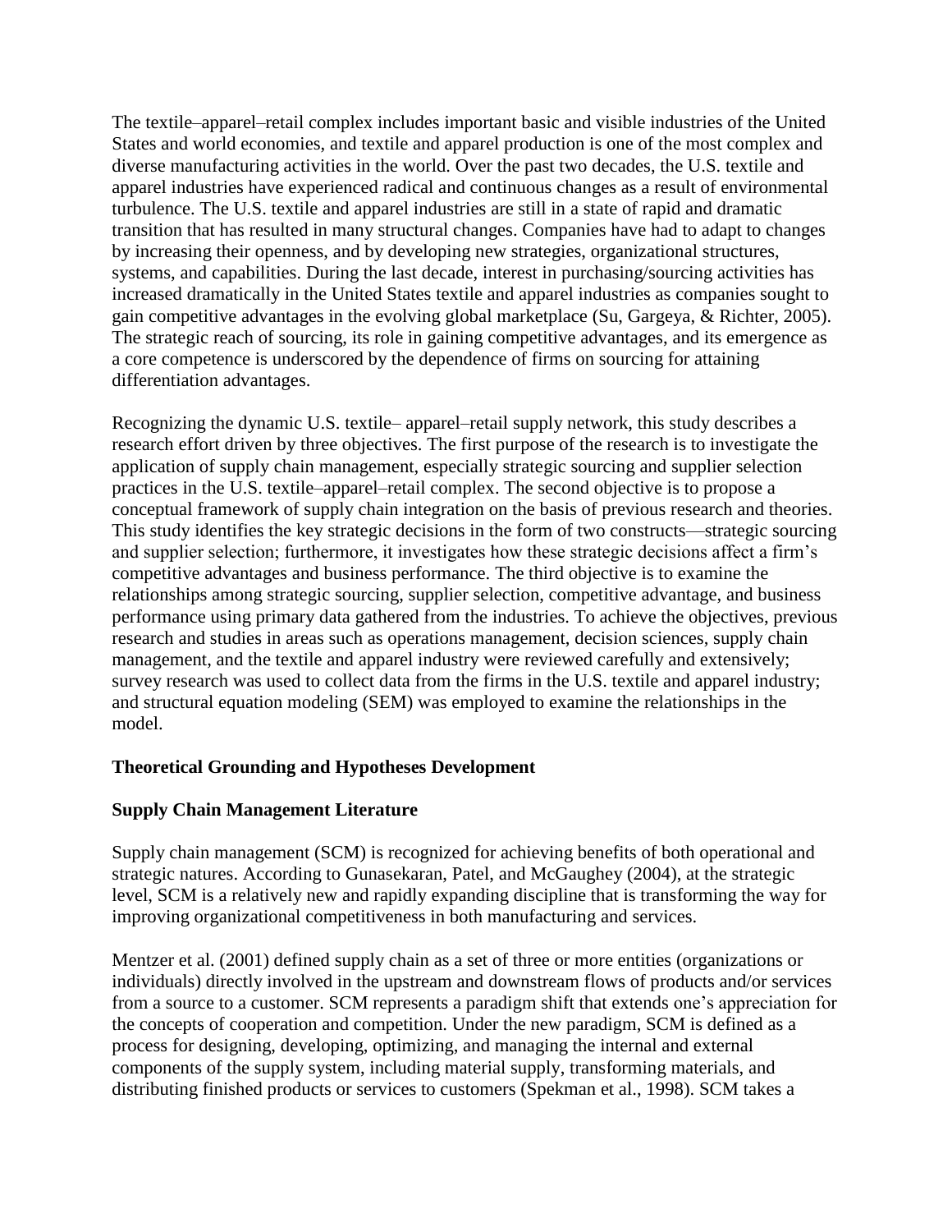The textile–apparel–retail complex includes important basic and visible industries of the United States and world economies, and textile and apparel production is one of the most complex and diverse manufacturing activities in the world. Over the past two decades, the U.S. textile and apparel industries have experienced radical and continuous changes as a result of environmental turbulence. The U.S. textile and apparel industries are still in a state of rapid and dramatic transition that has resulted in many structural changes. Companies have had to adapt to changes by increasing their openness, and by developing new strategies, organizational structures, systems, and capabilities. During the last decade, interest in purchasing/sourcing activities has increased dramatically in the United States textile and apparel industries as companies sought to gain competitive advantages in the evolving global marketplace (Su, Gargeya, & Richter, 2005). The strategic reach of sourcing, its role in gaining competitive advantages, and its emergence as a core competence is underscored by the dependence of firms on sourcing for attaining differentiation advantages.

Recognizing the dynamic U.S. textile– apparel–retail supply network, this study describes a research effort driven by three objectives. The first purpose of the research is to investigate the application of supply chain management, especially strategic sourcing and supplier selection practices in the U.S. textile–apparel–retail complex. The second objective is to propose a conceptual framework of supply chain integration on the basis of previous research and theories. This study identifies the key strategic decisions in the form of two constructs—strategic sourcing and supplier selection; furthermore, it investigates how these strategic decisions affect a firm's competitive advantages and business performance. The third objective is to examine the relationships among strategic sourcing, supplier selection, competitive advantage, and business performance using primary data gathered from the industries. To achieve the objectives, previous research and studies in areas such as operations management, decision sciences, supply chain management, and the textile and apparel industry were reviewed carefully and extensively; survey research was used to collect data from the firms in the U.S. textile and apparel industry; and structural equation modeling (SEM) was employed to examine the relationships in the model.

## Theoretical Grounding and Hypotheses Development

### Supply Chain Management Literature

Supply chain management (SCM) is recognized for achieving benefits of both operational and strategic natures. According to Gunasekaran, Patel, and McGaughey (2004), at the strategic level, SCM is a relatively new and rapidly expanding discipline that is transforming the way for improving organizational competitiveness in both manufacturing and services.

Mentzer et al. (2001) defined supply chain as a set of three or more entities (organizations or individuals) directly involved in the upstream and downstream flows of products and/or services from a source to a customer. SCM represents a paradigm shift that extends one's appreciation for the concepts of cooperation and competition. Under the new paradigm, SCM is defined as a process for designing, developing, optimizing, and managing the internal and external components of the supply system, including material supply, transforming materials, and distributing finished products or services to customers (Spekman et al., 1998). SCM takes a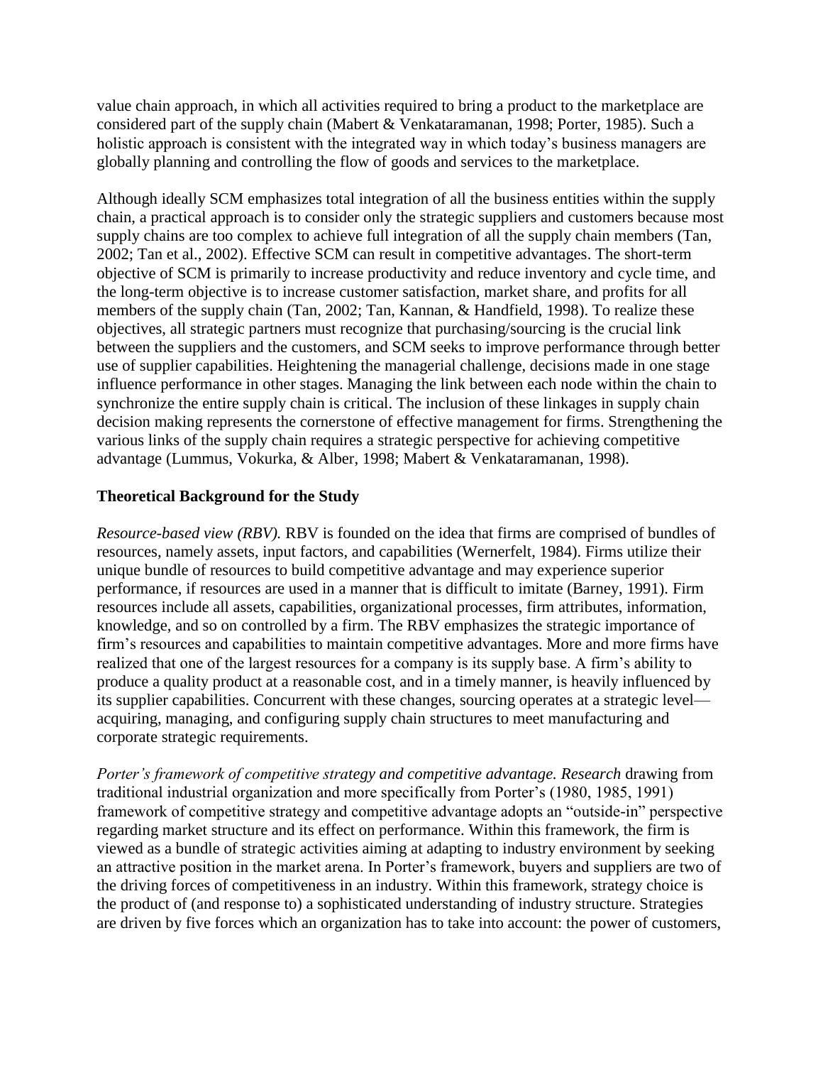value chain approach, in which all activities required to bring a product to the marketplace are considered part of the supply chain (Mabert & Venkataramanan, 1998; Porter, 1985). Such a holistic approach is consistent with the integrated way in which today's business managers are globally planning and controlling the flow of goods and services to the marketplace.

Although ideally SCM emphasizes total integration of all the business entities within the supply chain, a practical approach is to consider only the strategic suppliers and customers because most supply chains are too complex to achieve full integration of all the supply chain members (Tan, 2002; Tan et al., 2002). Effective SCM can result in competitive advantages. The short-term objective of SCM is primarily to increase productivity and reduce inventory and cycle time, and the long-term objective is to increase customer satisfaction, market share, and profits for all members of the supply chain (Tan, 2002; Tan, Kannan, & Handfield, 1998). To realize these objectives, all strategic partners must recognize that purchasing/sourcing is the crucial link between the suppliers and the customers, and SCM seeks to improve performance through better use of supplier capabilities. Heightening the managerial challenge, decisions made in one stage influence performance in other stages. Managing the link between each node within the chain to synchronize the entire supply chain is critical. The inclusion of these linkages in supply chain decision making represents the cornerstone of effective management for firms. Strengthening the various links of the supply chain requires a strategic perspective for achieving competitive advantage (Lummus, Vokurka, & Alber, 1998; Mabert & Venkataramanan, 1998).

### Theoretical Background for the Study

*Resource-based view (RBV).* RBV is founded on the idea that firms are comprised of bundles of resources, namely assets, input factors, and capabilities (Wernerfelt, 1984). Firms utilize their unique bundle of resources to build competitive advantage and may experience superior performance, if resources are used in a manner that is difficult to imitate (Barney, 1991). Firm resources include all assets, capabilities, organizational processes, firm attributes, information, knowledge, and so on controlled by a firm. The RBV emphasizes the strategic importance of firm's resources and capabilities to maintain competitive advantages. More and more firms have realized that one of the largest resources for a company is its supply base. A firm's ability to produce a quality product at a reasonable cost, and in a timely manner, is heavily influenced by its supplier capabilities. Concurrent with these changes, sourcing operates at a strategic level—acquiring, managing, and configuring supply chain structures to meet manufacturing and corporate strategic requirements.

*Porter's framework of competitive strategy and competitive advantage. Research* drawing from traditional industrial organization and more specifically from Porter's (1980, 1985, 1991) framework of competitive strategy and competitive advantage adopts an "outside-in" perspective regarding market structure and its effect on performance. Within this framework, the firm is viewed as a bundle of strategic activities aiming at adapting to industry environment by seeking an attractive position in the market arena. In Porter's framework, buyers and suppliers are two of the driving forces of competitiveness in an industry. Within this framework, strategy choice is the product of (and response to) a sophisticated understanding of industry structure. Strategies are driven by five forces which an organization has to take into account: the power of customers,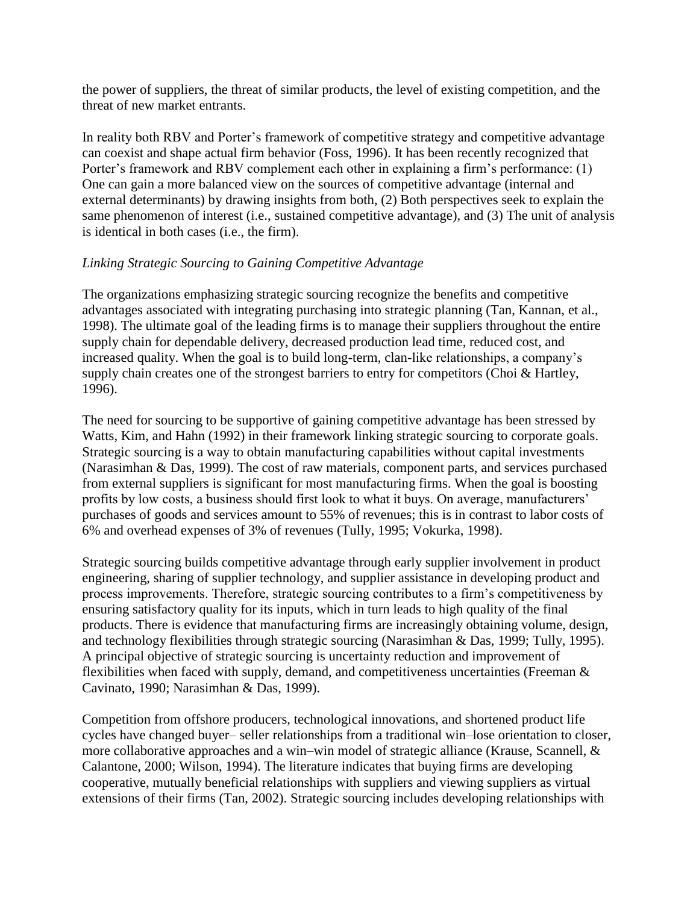the power of suppliers, the threat of similar products, the level of existing competition, and the threat of new market entrants.

In reality both RBV and Porter's framework of competitive strategy and competitive advantage can coexist and shape actual firm behavior (Foss, 1996). It has been recently recognized that Porter's framework and RBV complement each other in explaining a firm's performance: (1) One can gain a more balanced view on the sources of competitive advantage (internal and external determinants) by drawing insights from both, (2) Both perspectives seek to explain the same phenomenon of interest (i.e., sustained competitive advantage), and (3) The unit of analysis is identical in both cases (i.e., the firm).

*Linking Strategic Sourcing to Gaining Competitive Advantage*

The organizations emphasizing strategic sourcing recognize the benefits and competitive advantages associated with integrating purchasing into strategic planning (Tan, Kannan, et al., 1998). The ultimate goal of the leading firms is to manage their suppliers throughout the entire supply chain for dependable delivery, decreased production lead time, reduced cost, and increased quality. When the goal is to build long-term, clan-like relationships, a company's supply chain creates one of the strongest barriers to entry for competitors (Choi & Hartley, 1996).

The need for sourcing to be supportive of gaining competitive advantage has been stressed by Watts, Kim, and Hahn (1992) in their framework linking strategic sourcing to corporate goals. Strategic sourcing is a way to obtain manufacturing capabilities without capital investments (Narasimhan & Das, 1999). The cost of raw materials, component parts, and services purchased from external suppliers is significant for most manufacturing firms. When the goal is boosting profits by low costs, a business should first look to what it buys. On average, manufacturers' purchases of goods and services amount to 55% of revenues; this is in contrast to labor costs of 6% and overhead expenses of 3% of revenues (Tully, 1995; Vokurka, 1998).

Strategic sourcing builds competitive advantage through early supplier involvement in product engineering, sharing of supplier technology, and supplier assistance in developing product and process improvements. Therefore, strategic sourcing contributes to a firm's competitiveness by ensuring satisfactory quality for its inputs, which in turn leads to high quality of the final products. There is evidence that manufacturing firms are increasingly obtaining volume, design, and technology flexibilities through strategic sourcing (Narasimhan & Das, 1999; Tully, 1995). A principal objective of strategic sourcing is uncertainty reduction and improvement of flexibilities when faced with supply, demand, and competitiveness uncertainties (Freeman & Cavinato, 1990; Narasimhan & Das, 1999).

Competition from offshore producers, technological innovations, and shortened product life cycles have changed buyer– seller relationships from a traditional win–lose orientation to closer, more collaborative approaches and a win–win model of strategic alliance (Krause, Scannell, & Calantone, 2000; Wilson, 1994). The literature indicates that buying firms are developing cooperative, mutually beneficial relationships with suppliers and viewing suppliers as virtual extensions of their firms (Tan, 2002). Strategic sourcing includes developing relationships with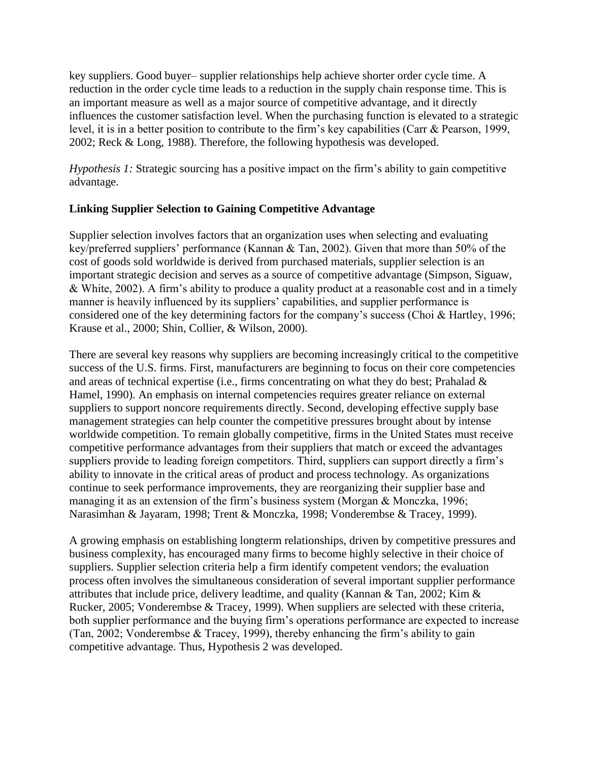key suppliers. Good buyer– supplier relationships help achieve shorter order cycle time. A reduction in the order cycle time leads to a reduction in the supply chain response time. This is an important measure as well as a major source of competitive advantage, and it directly influences the customer satisfaction level. When the purchasing function is elevated to a strategic level, it is in a better position to contribute to the firm's key capabilities (Carr & Pearson, 1999, 2002; Reck & Long, 1988). Therefore, the following hypothesis was developed.

*Hypothesis 1:* Strategic sourcing has a positive impact on the firm's ability to gain competitive advantage.

**Linking Supplier Selection to Gaining Competitive Advantage**

Supplier selection involves factors that an organization uses when selecting and evaluating key/preferred suppliers' performance (Kannan & Tan, 2002). Given that more than 50% of the cost of goods sold worldwide is derived from purchased materials, supplier selection is an important strategic decision and serves as a source of competitive advantage (Simpson, Siguaw, & White, 2002). A firm's ability to produce a quality product at a reasonable cost and in a timely manner is heavily influenced by its suppliers' capabilities, and supplier performance is considered one of the key determining factors for the company's success (Choi & Hartley, 1996; Krause et al., 2000; Shin, Collier, & Wilson, 2000).

There are several key reasons why suppliers are becoming increasingly critical to the competitive success of the U.S. firms. First, manufacturers are beginning to focus on their core competencies and areas of technical expertise (i.e., firms concentrating on what they do best; Prahalad & Hamel, 1990). An emphasis on internal competencies requires greater reliance on external suppliers to support noncore requirements directly. Second, developing effective supply base management strategies can help counter the competitive pressures brought about by intense worldwide competition. To remain globally competitive, firms in the United States must receive competitive performance advantages from their suppliers that match or exceed the advantages suppliers provide to leading foreign competitors. Third, suppliers can support directly a firm's ability to innovate in the critical areas of product and process technology. As organizations continue to seek performance improvements, they are reorganizing their supplier base and managing it as an extension of the firm's business system (Morgan & Monczka, 1996; Narasimhan & Jayaram, 1998; Trent & Monczka, 1998; Vonderembse & Tracey, 1999).

A growing emphasis on establishing longterm relationships, driven by competitive pressures and business complexity, has encouraged many firms to become highly selective in their choice of suppliers. Supplier selection criteria help a firm identify competent vendors; the evaluation process often involves the simultaneous consideration of several important supplier performance attributes that include price, delivery leadtime, and quality (Kannan & Tan, 2002; Kim & Rucker, 2005; Vonderembse & Tracey, 1999). When suppliers are selected with these criteria, both supplier performance and the buying firm's operations performance are expected to increase (Tan, 2002; Vonderembse & Tracey, 1999), thereby enhancing the firm's ability to gain competitive advantage. Thus, Hypothesis 2 was developed.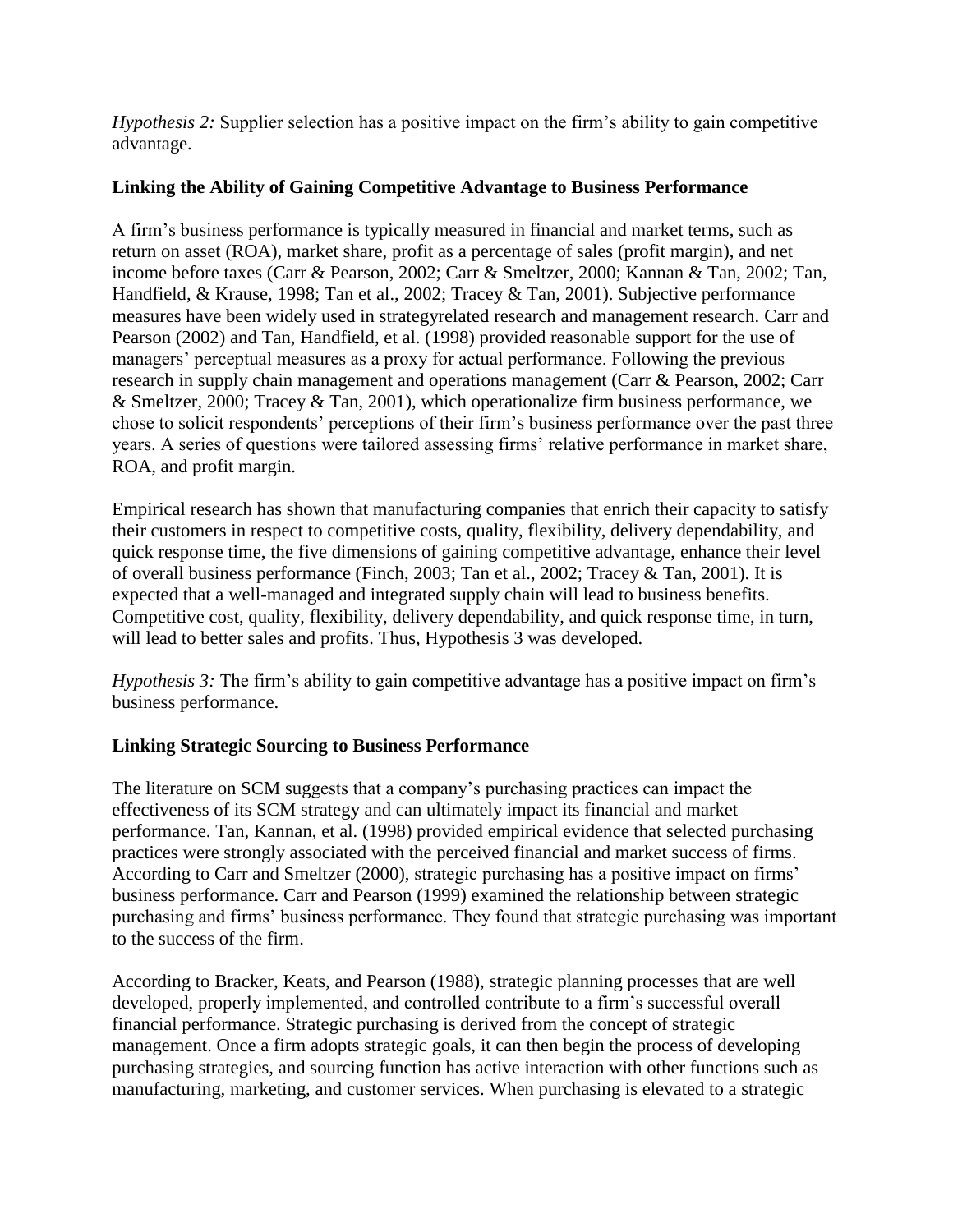*Hypothesis 2:* Supplier selection has a positive impact on the firm's ability to gain competitive advantage.

### Linking the Ability of Gaining Competitive Advantage to Business Performance

A firm's business performance is typically measured in financial and market terms, such as return on asset (ROA), market share, profit as a percentage of sales (profit margin), and net income before taxes (Carr & Pearson, 2002; Carr & Smeltzer, 2000; Kannan & Tan, 2002; Tan, Handfield, & Krause, 1998; Tan et al., 2002; Tracey & Tan, 2001). Subjective performance measures have been widely used in strategyrelated research and management research. Carr and Pearson (2002) and Tan, Handfield, et al. (1998) provided reasonable support for the use of managers' perceptual measures as a proxy for actual performance. Following the previous research in supply chain management and operations management (Carr & Pearson, 2002; Carr & Smeltzer, 2000; Tracey & Tan, 2001), which operationalize firm business performance, we chose to solicit respondents' perceptions of their firm's business performance over the past three years. A series of questions were tailored assessing firms' relative performance in market share, ROA, and profit margin.

Empirical research has shown that manufacturing companies that enrich their capacity to satisfy their customers in respect to competitive costs, quality, flexibility, delivery dependability, and quick response time, the five dimensions of gaining competitive advantage, enhance their level of overall business performance (Finch, 2003; Tan et al., 2002; Tracey & Tan, 2001). It is expected that a well-managed and integrated supply chain will lead to business benefits. Competitive cost, quality, flexibility, delivery dependability, and quick response time, in turn, will lead to better sales and profits. Thus, Hypothesis 3 was developed.

*Hypothesis 3:* The firm's ability to gain competitive advantage has a positive impact on firm's business performance.

### Linking Strategic Sourcing to Business Performance

The literature on SCM suggests that a company's purchasing practices can impact the effectiveness of its SCM strategy and can ultimately impact its financial and market performance. Tan, Kannan, et al. (1998) provided empirical evidence that selected purchasing practices were strongly associated with the perceived financial and market success of firms. According to Carr and Smeltzer (2000), strategic purchasing has a positive impact on firms' business performance. Carr and Pearson (1999) examined the relationship between strategic purchasing and firms' business performance. They found that strategic purchasing was important to the success of the firm.

According to Bracker, Keats, and Pearson (1988), strategic planning processes that are well developed, properly implemented, and controlled contribute to a firm's successful overall financial performance. Strategic purchasing is derived from the concept of strategic management. Once a firm adopts strategic goals, it can then begin the process of developing purchasing strategies, and sourcing function has active interaction with other functions such as manufacturing, marketing, and customer services. When purchasing is elevated to a strategic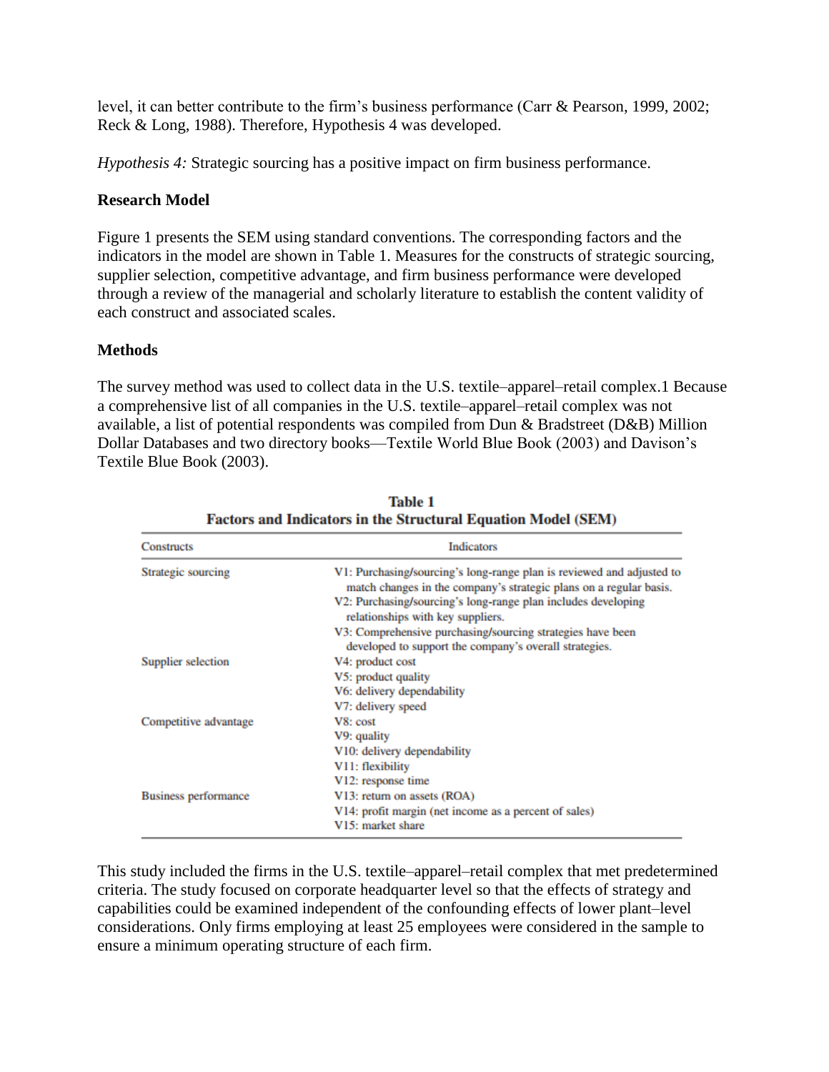level, it can better contribute to the firm's business performance (Carr & Pearson, 1999, 2002; Reck & Long, 1988). Therefore, Hypothesis 4 was developed.

*Hypothesis 4:* Strategic sourcing has a positive impact on firm business performance.

**Research Model**

Figure 1 presents the SEM using standard conventions. The corresponding factors and the indicators in the model are shown in Table 1. Measures for the constructs of strategic sourcing, supplier selection, competitive advantage, and firm business performance were developed through a review of the managerial and scholarly literature to establish the content validity of each construct and associated scales.

**Methods**

The survey method was used to collect data in the U.S. textile–apparel–retail complex.1 Because a comprehensive list of all companies in the U.S. textile–apparel–retail complex was not available, a list of potential respondents was compiled from Dun & Bradstreet (D&B) Million Dollar Databases and two directory books—Textile World Blue Book (2003) and Davison's Textile Blue Book (2003).

**Table 1**
**Factors and Indicators in the Structural Equation Model (SEM)**

| Constructs | Indicators |
|---|---|
| Strategic sourcing | V1: Purchasing/sourcing's long-range plan is reviewed and adjusted to match changes in the company's strategic plans on a regular basis. |
| | V2: Purchasing/sourcing's long-range plan includes developing relationships with key suppliers. |
| | V3: Comprehensive purchasing/sourcing strategies have been developed to support the company's overall strategies. |
| Supplier selection | V4: product cost |
| | V5: product quality |
| | V6: delivery dependability |
| | V7: delivery speed |
| Competitive advantage | V8: cost |
| | V9: quality |
| | V10: delivery dependability |
| | V11: flexibility |
| | V12: response time |
| Business performance | V13: return on assets (ROA) |
| | V14: profit margin (net income as a percent of sales) |
| | V15: market share |

This study included the firms in the U.S. textile–apparel–retail complex that met predetermined criteria. The study focused on corporate headquarter level so that the effects of strategy and capabilities could be examined independent of the confounding effects of lower plant–level considerations. Only firms employing at least 25 employees were considered in the sample to ensure a minimum operating structure of each firm.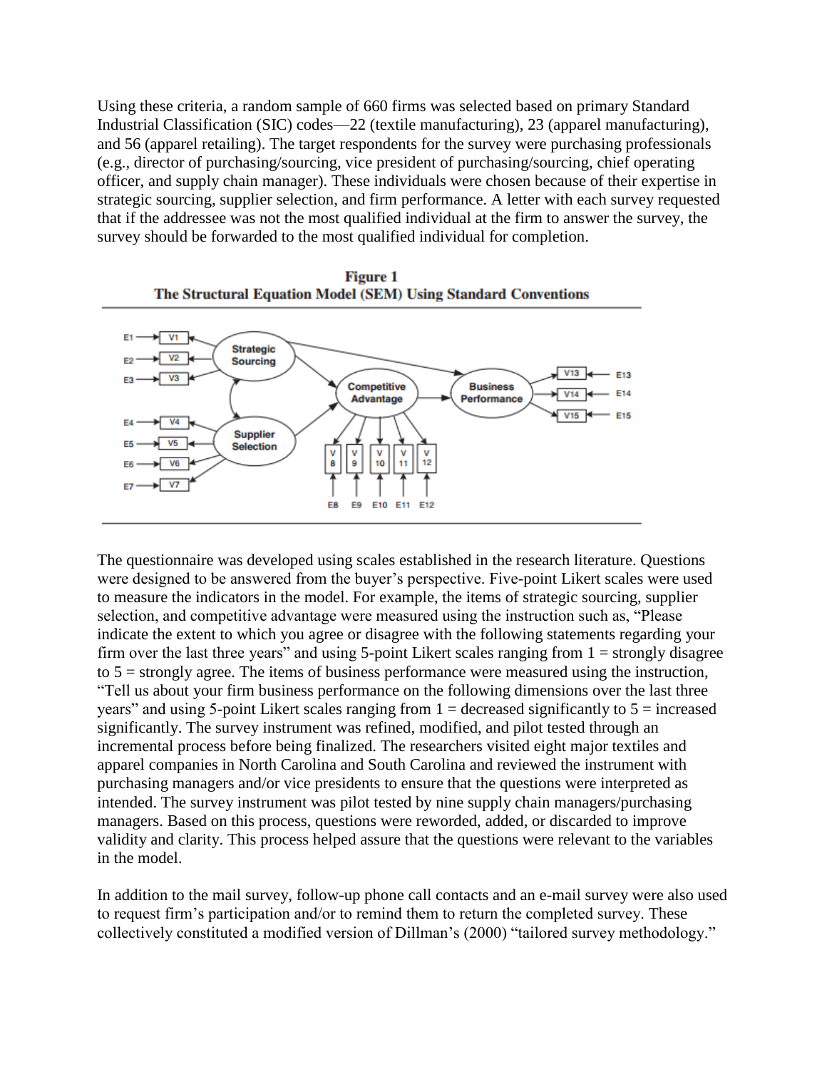Using these criteria, a random sample of 660 firms was selected based on primary Standard Industrial Classification (SIC) codes—22 (textile manufacturing), 23 (apparel manufacturing), and 56 (apparel retailing). The target respondents for the survey were purchasing professionals (e.g., director of purchasing/sourcing, vice president of purchasing/sourcing, chief operating officer, and supply chain manager). These individuals were chosen because of their expertise in strategic sourcing, supplier selection, and firm performance. A letter with each survey requested that if the addressee was not the most qualified individual at the firm to answer the survey, the survey should be forwarded to the most qualified individual for completion.

**Figure 1**
**The Structural Equation Model (SEM) Using Standard Conventions**

The questionnaire was developed using scales established in the research literature. Questions were designed to be answered from the buyer's perspective. Five-point Likert scales were used to measure the indicators in the model. For example, the items of strategic sourcing, supplier selection, and competitive advantage were measured using the instruction such as, "Please indicate the extent to which you agree or disagree with the following statements regarding your firm over the last three years" and using 5-point Likert scales ranging from 1 = strongly disagree to 5 = strongly agree. The items of business performance were measured using the instruction, "Tell us about your firm business performance on the following dimensions over the last three years" and using 5-point Likert scales ranging from 1 = decreased significantly to 5 = increased significantly. The survey instrument was refined, modified, and pilot tested through an incremental process before being finalized. The researchers visited eight major textiles and apparel companies in North Carolina and South Carolina and reviewed the instrument with purchasing managers and/or vice presidents to ensure that the questions were interpreted as intended. The survey instrument was pilot tested by nine supply chain managers/purchasing managers. Based on this process, questions were reworded, added, or discarded to improve validity and clarity. This process helped assure that the questions were relevant to the variables in the model.

In addition to the mail survey, follow-up phone call contacts and an e-mail survey were also used to request firm's participation and/or to remind them to return the completed survey. These collectively constituted a modified version of Dillman's (2000) "tailored survey methodology."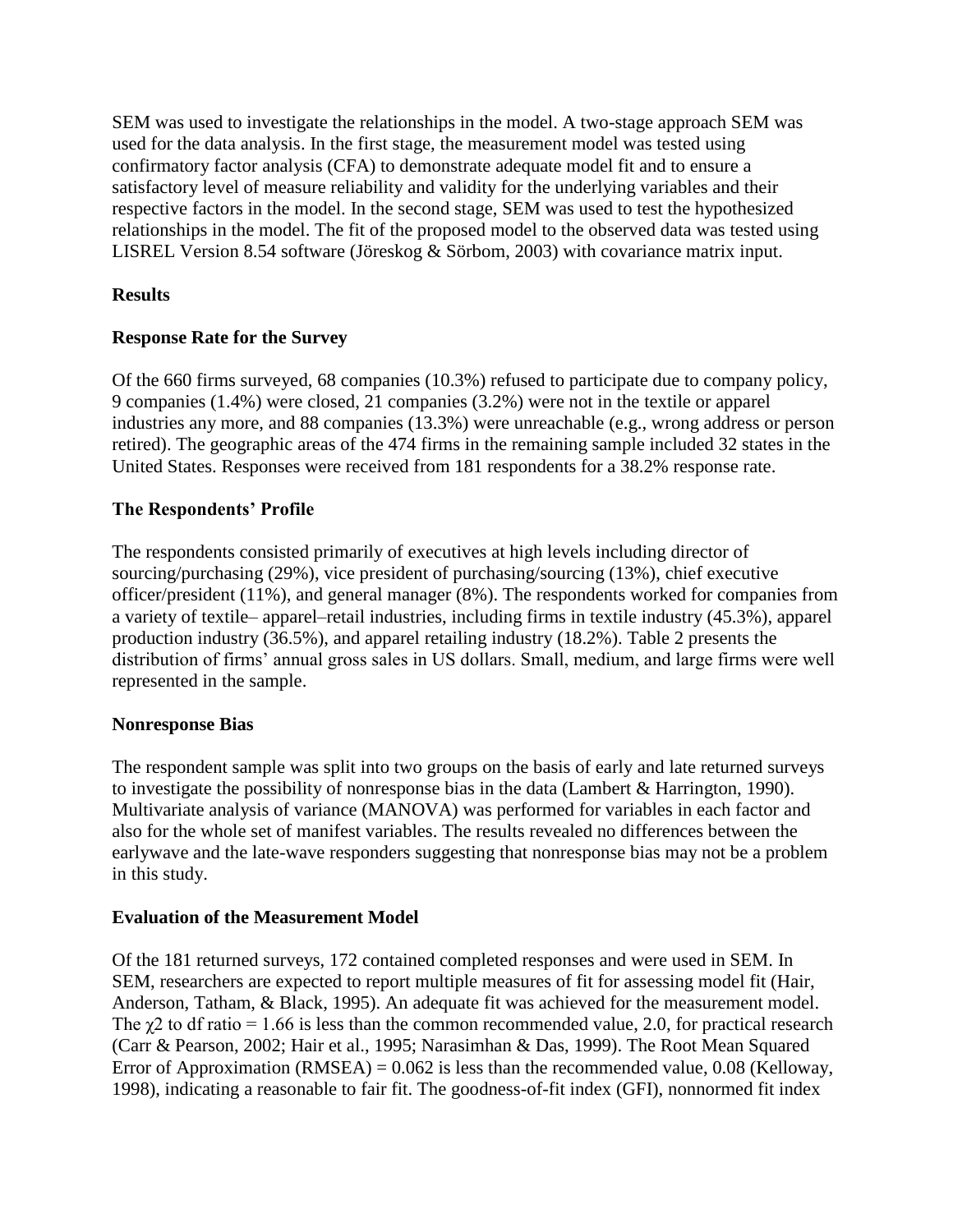SEM was used to investigate the relationships in the model. A two-stage approach SEM was used for the data analysis. In the first stage, the measurement model was tested using confirmatory factor analysis (CFA) to demonstrate adequate model fit and to ensure a satisfactory level of measure reliability and validity for the underlying variables and their respective factors in the model. In the second stage, SEM was used to test the hypothesized relationships in the model. The fit of the proposed model to the observed data was tested using LISREL Version 8.54 software (Jöreskog & Sörbom, 2003) with covariance matrix input.

## Results

### Response Rate for the Survey

Of the 660 firms surveyed, 68 companies (10.3%) refused to participate due to company policy, 9 companies (1.4%) were closed, 21 companies (3.2%) were not in the textile or apparel industries any more, and 88 companies (13.3%) were unreachable (e.g., wrong address or person retired). The geographic areas of the 474 firms in the remaining sample included 32 states in the United States. Responses were received from 181 respondents for a 38.2% response rate.

### The Respondents' Profile

The respondents consisted primarily of executives at high levels including director of sourcing/purchasing (29%), vice president of purchasing/sourcing (13%), chief executive officer/president (11%), and general manager (8%). The respondents worked for companies from a variety of textile– apparel–retail industries, including firms in textile industry (45.3%), apparel production industry (36.5%), and apparel retailing industry (18.2%). Table 2 presents the distribution of firms' annual gross sales in US dollars. Small, medium, and large firms were well represented in the sample.

### Nonresponse Bias

The respondent sample was split into two groups on the basis of early and late returned surveys to investigate the possibility of nonresponse bias in the data (Lambert & Harrington, 1990). Multivariate analysis of variance (MANOVA) was performed for variables in each factor and also for the whole set of manifest variables. The results revealed no differences between the earlywave and the late-wave responders suggesting that nonresponse bias may not be a problem in this study.

### Evaluation of the Measurement Model

Of the 181 returned surveys, 172 contained completed responses and were used in SEM. In SEM, researchers are expected to report multiple measures of fit for assessing model fit (Hair, Anderson, Tatham, & Black, 1995). An adequate fit was achieved for the measurement model. The $\chi^2$ to df ratio = 1.66 is less than the common recommended value, 2.0, for practical research (Carr & Pearson, 2002; Hair et al., 1995; Narasimhan & Das, 1999). The Root Mean Squared Error of Approximation (RMSEA) = 0.062 is less than the recommended value, 0.08 (Kelloway, 1998), indicating a reasonable to fair fit. The goodness-of-fit index (GFI), nonnormed fit index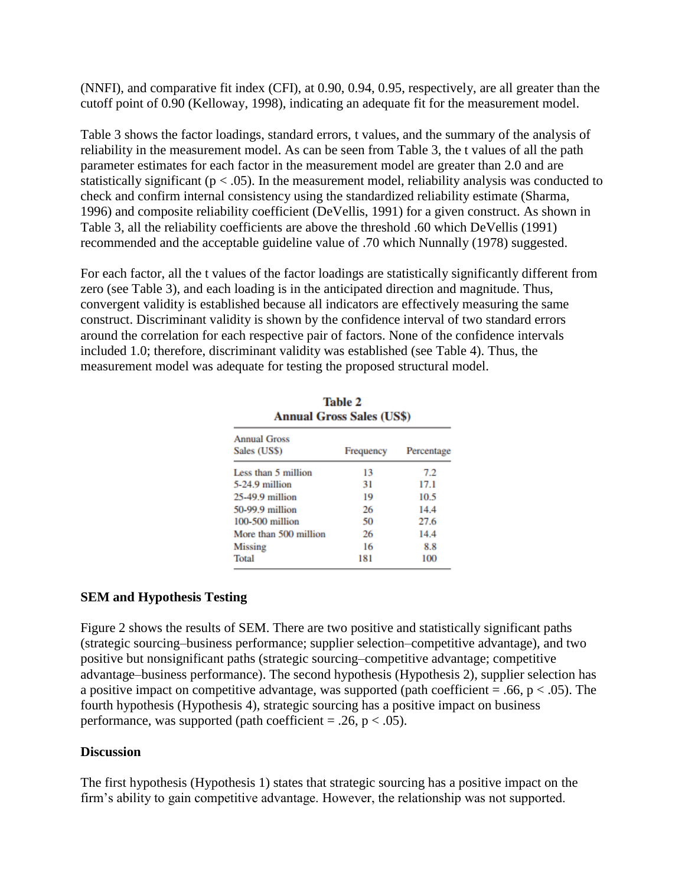(NNFI), and comparative fit index (CFI), at 0.90, 0.94, 0.95, respectively, are all greater than the cutoff point of 0.90 (Kelloway, 1998), indicating an adequate fit for the measurement model.

Table 3 shows the factor loadings, standard errors, t values, and the summary of the analysis of reliability in the measurement model. As can be seen from Table 3, the t values of all the path parameter estimates for each factor in the measurement model are greater than 2.0 and are statistically significant ($p < .05$). In the measurement model, reliability analysis was conducted to check and confirm internal consistency using the standardized reliability estimate (Sharma, 1996) and composite reliability coefficient (DeVellis, 1991) for a given construct. As shown in Table 3, all the reliability coefficients are above the threshold .60 which DeVellis (1991) recommended and the acceptable guideline value of .70 which Nunnally (1978) suggested.

For each factor, all the t values of the factor loadings are statistically significantly different from zero (see Table 3), and each loading is in the anticipated direction and magnitude. Thus, convergent validity is established because all indicators are effectively measuring the same construct. Discriminant validity is shown by the confidence interval of two standard errors around the correlation for each respective pair of factors. None of the confidence intervals included 1.0; therefore, discriminant validity was established (see Table 4). Thus, the measurement model was adequate for testing the proposed structural model.

**Table 2**
**Annual Gross Sales (US$)**

| Annual Gross Sales (US$) | Frequency | Percentage |
|---|---|---|
| Less than 5 million | 13 | 7.2 |
| 5-24.9 million | 31 | 17.1 |
| 25-49.9 million | 19 | 10.5 |
| 50-99.9 million | 26 | 14.4 |
| 100-500 million | 50 | 27.6 |
| More than 500 million | 26 | 14.4 |
| Missing | 16 | 8.8 |
| Total | 181 | 100 |

### SEM and Hypothesis Testing

Figure 2 shows the results of SEM. There are two positive and statistically significant paths (strategic sourcing–business performance; supplier selection–competitive advantage), and two positive but nonsignificant paths (strategic sourcing–competitive advantage; competitive advantage–business performance). The second hypothesis (Hypothesis 2), supplier selection has a positive impact on competitive advantage, was supported (path coefficient = .66, $p < .05$). The fourth hypothesis (Hypothesis 4), strategic sourcing has a positive impact on business performance, was supported (path coefficient = .26, $p < .05$).

### Discussion

The first hypothesis (Hypothesis 1) states that strategic sourcing has a positive impact on the firm's ability to gain competitive advantage. However, the relationship was not supported.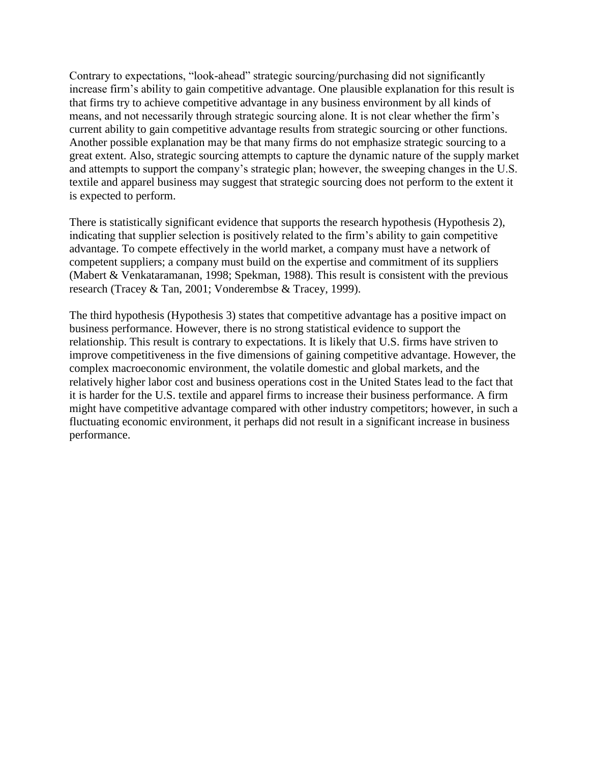Contrary to expectations, “look-ahead” strategic sourcing/purchasing did not significantly increase firm’s ability to gain competitive advantage. One plausible explanation for this result is that firms try to achieve competitive advantage in any business environment by all kinds of means, and not necessarily through strategic sourcing alone. It is not clear whether the firm’s current ability to gain competitive advantage results from strategic sourcing or other functions. Another possible explanation may be that many firms do not emphasize strategic sourcing to a great extent. Also, strategic sourcing attempts to capture the dynamic nature of the supply market and attempts to support the company’s strategic plan; however, the sweeping changes in the U.S. textile and apparel business may suggest that strategic sourcing does not perform to the extent it is expected to perform.

There is statistically significant evidence that supports the research hypothesis (Hypothesis 2), indicating that supplier selection is positively related to the firm’s ability to gain competitive advantage. To compete effectively in the world market, a company must have a network of competent suppliers; a company must build on the expertise and commitment of its suppliers (Mabert & Venkataramanan, 1998; Spekman, 1988). This result is consistent with the previous research (Tracey & Tan, 2001; Vonderembse & Tracey, 1999).

The third hypothesis (Hypothesis 3) states that competitive advantage has a positive impact on business performance. However, there is no strong statistical evidence to support the relationship. This result is contrary to expectations. It is likely that U.S. firms have striven to improve competitiveness in the five dimensions of gaining competitive advantage. However, the complex macroeconomic environment, the volatile domestic and global markets, and the relatively higher labor cost and business operations cost in the United States lead to the fact that it is harder for the U.S. textile and apparel firms to increase their business performance. A firm might have competitive advantage compared with other industry competitors; however, in such a fluctuating economic environment, it perhaps did not result in a significant increase in business performance.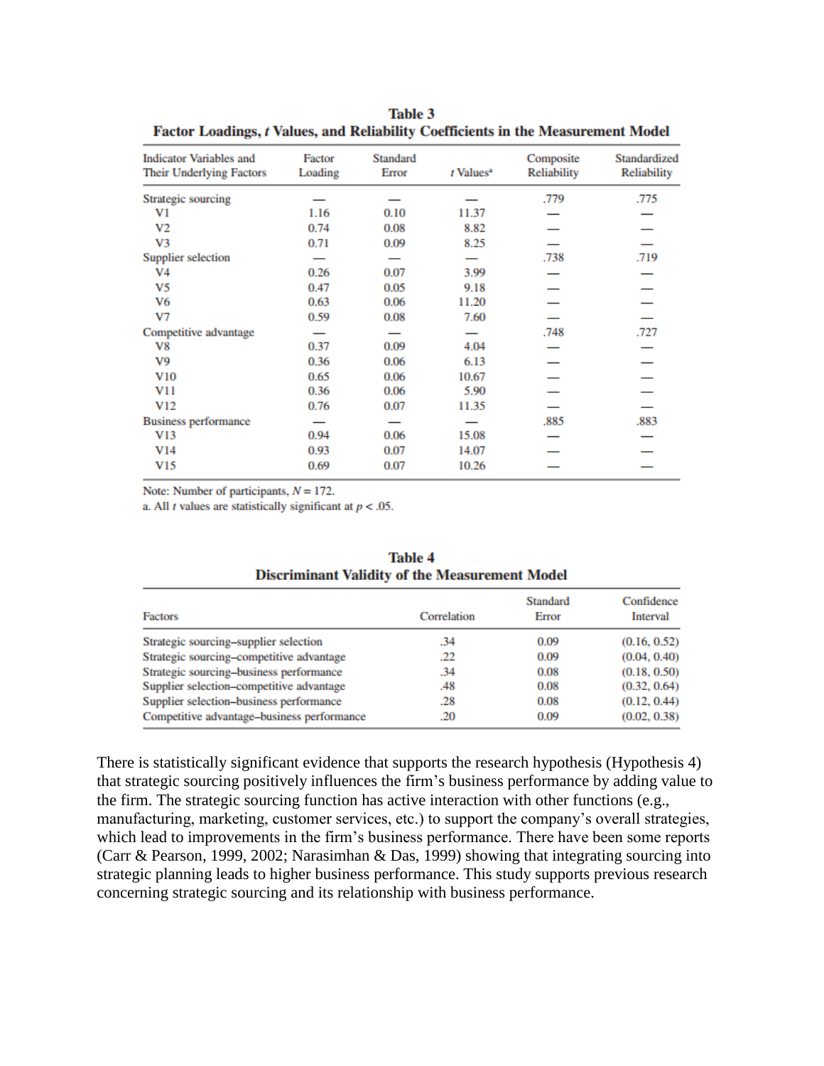**Table 3**
**Factor Loadings, *t* Values, and Reliability Coefficients in the Measurement Model**

| Indicator Variables and Their Underlying Factors | Factor Loading | Standard Error | *t* Values[a] | Composite Reliability | Standardized Reliability |
|---|---|---|---|---|---|
| Strategic sourcing | — | — | — | .779 | .775 |
| V1 | 1.16 | 0.10 | 11.37 | — | — |
| V2 | 0.74 | 0.08 | 8.82 | — | — |
| V3 | 0.71 | 0.09 | 8.25 | — | — |
| Supplier selection | — | — | — | .738 | .719 |
| V4 | 0.26 | 0.07 | 3.99 | — | — |
| V5 | 0.47 | 0.05 | 9.18 | — | — |
| V6 | 0.63 | 0.06 | 11.20 | — | — |
| V7 | 0.59 | 0.08 | 7.60 | — | — |
| Competitive advantage | — | — | — | .748 | .727 |
| V8 | 0.37 | 0.09 | 4.04 | — | — |
| V9 | 0.36 | 0.06 | 6.13 | — | — |
| V10 | 0.65 | 0.06 | 10.67 | — | — |
| V11 | 0.36 | 0.06 | 5.90 | — | — |
| V12 | 0.76 | 0.07 | 11.35 | — | — |
| Business performance | — | — | — | .885 | .883 |
| V13 | 0.94 | 0.06 | 15.08 | — | — |
| V14 | 0.93 | 0.07 | 14.07 | — | — |
| V15 | 0.69 | 0.07 | 10.26 | — | — |

Note: Number of participants, $N = 172$.
a. All *t* values are statistically significant at $p < .05$.

**Table 4**
**Discriminant Validity of the Measurement Model**

| Factors | Correlation | Standard Error | Confidence Interval |
|---|---|---|---|
| Strategic sourcing–supplier selection | .34 | 0.09 | (0.16, 0.52) |
| Strategic sourcing–competitive advantage | .22 | 0.09 | (0.04, 0.40) |
| Strategic sourcing–business performance | .34 | 0.08 | (0.18, 0.50) |
| Supplier selection–competitive advantage | .48 | 0.08 | (0.32, 0.64) |
| Supplier selection–business performance | .28 | 0.08 | (0.12, 0.44) |
| Competitive advantage–business performance | .20 | 0.09 | (0.02, 0.38) |

There is statistically significant evidence that supports the research hypothesis (Hypothesis 4) that strategic sourcing positively influences the firm's business performance by adding value to the firm. The strategic sourcing function has active interaction with other functions (e.g., manufacturing, marketing, customer services, etc.) to support the company's overall strategies, which lead to improvements in the firm's business performance. There have been some reports (Carr & Pearson, 1999, 2002; Narasimhan & Das, 1999) showing that integrating sourcing into strategic planning leads to higher business performance. This study supports previous research concerning strategic sourcing and its relationship with business performance.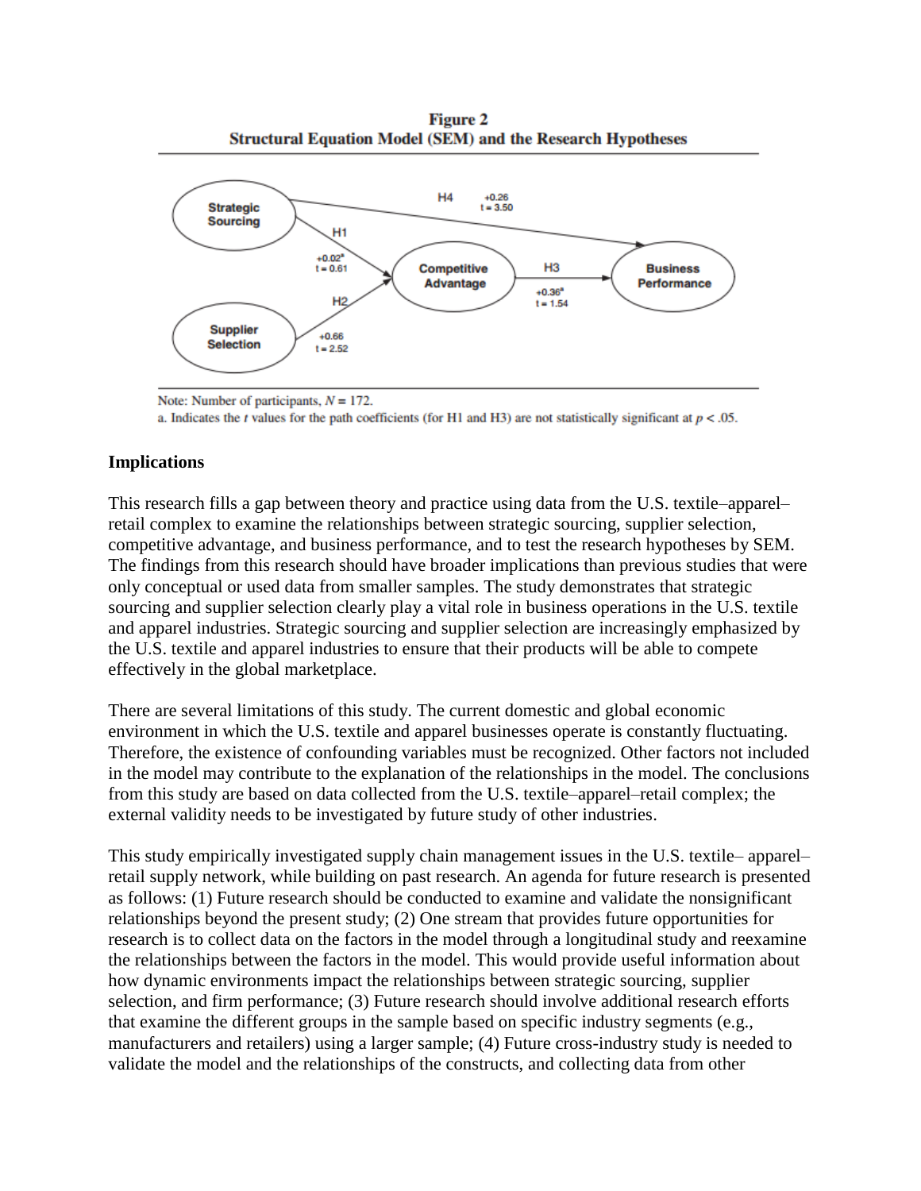**Figure 2**
**Structural Equation Model (SEM) and the Research Hypotheses**

Note: Number of participants, $N = 172$.
a. Indicates the $t$ values for the path coefficients (for H1 and H3) are not statistically significant at $p < .05$.

### Implications

This research fills a gap between theory and practice using data from the U.S. textile–apparel–retail complex to examine the relationships between strategic sourcing, supplier selection, competitive advantage, and business performance, and to test the research hypotheses by SEM. The findings from this research should have broader implications than previous studies that were only conceptual or used data from smaller samples. The study demonstrates that strategic sourcing and supplier selection clearly play a vital role in business operations in the U.S. textile and apparel industries. Strategic sourcing and supplier selection are increasingly emphasized by the U.S. textile and apparel industries to ensure that their products will be able to compete effectively in the global marketplace.

There are several limitations of this study. The current domestic and global economic environment in which the U.S. textile and apparel businesses operate is constantly fluctuating. Therefore, the existence of confounding variables must be recognized. Other factors not included in the model may contribute to the explanation of the relationships in the model. The conclusions from this study are based on data collected from the U.S. textile–apparel–retail complex; the external validity needs to be investigated by future study of other industries.

This study empirically investigated supply chain management issues in the U.S. textile– apparel–retail supply network, while building on past research. An agenda for future research is presented as follows: (1) Future research should be conducted to examine and validate the nonsignificant relationships beyond the present study; (2) One stream that provides future opportunities for research is to collect data on the factors in the model through a longitudinal study and reexamine the relationships between the factors in the model. This would provide useful information about how dynamic environments impact the relationships between strategic sourcing, supplier selection, and firm performance; (3) Future research should involve additional research efforts that examine the different groups in the sample based on specific industry segments (e.g., manufacturers and retailers) using a larger sample; (4) Future cross-industry study is needed to validate the model and the relationships of the constructs, and collecting data from other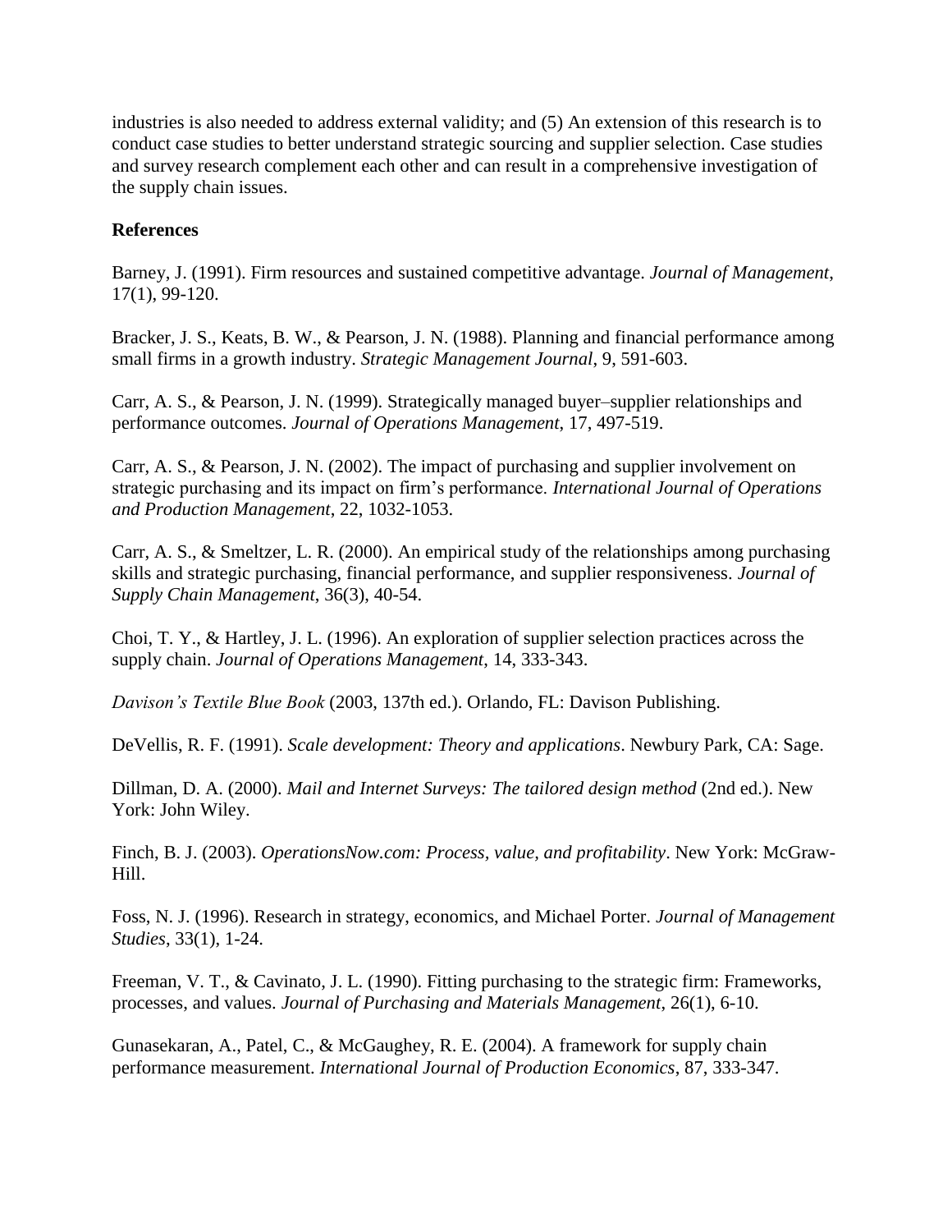industries is also needed to address external validity; and (5) An extension of this research is to conduct case studies to better understand strategic sourcing and supplier selection. Case studies and survey research complement each other and can result in a comprehensive investigation of the supply chain issues.

**References**

Barney, J. (1991). Firm resources and sustained competitive advantage. *Journal of Management*, 17(1), 99-120.

Bracker, J. S., Keats, B. W., & Pearson, J. N. (1988). Planning and financial performance among small firms in a growth industry. *Strategic Management Journal*, 9, 591-603.

Carr, A. S., & Pearson, J. N. (1999). Strategically managed buyer–supplier relationships and performance outcomes. *Journal of Operations Management*, 17, 497-519.

Carr, A. S., & Pearson, J. N. (2002). The impact of purchasing and supplier involvement on strategic purchasing and its impact on firm's performance. *International Journal of Operations and Production Management*, 22, 1032-1053.

Carr, A. S., & Smeltzer, L. R. (2000). An empirical study of the relationships among purchasing skills and strategic purchasing, financial performance, and supplier responsiveness. *Journal of Supply Chain Management*, 36(3), 40-54.

Choi, T. Y., & Hartley, J. L. (1996). An exploration of supplier selection practices across the supply chain. *Journal of Operations Management*, 14, 333-343.

*Davison's Textile Blue Book* (2003, 137th ed.). Orlando, FL: Davison Publishing.

DeVellis, R. F. (1991). *Scale development: Theory and applications*. Newbury Park, CA: Sage.

Dillman, D. A. (2000). *Mail and Internet Surveys: The tailored design method* (2nd ed.). New York: John Wiley.

Finch, B. J. (2003). *OperationsNow.com: Process, value, and profitability*. New York: McGraw-Hill.

Foss, N. J. (1996). Research in strategy, economics, and Michael Porter. *Journal of Management Studies*, 33(1), 1-24.

Freeman, V. T., & Cavinato, J. L. (1990). Fitting purchasing to the strategic firm: Frameworks, processes, and values. *Journal of Purchasing and Materials Management*, 26(1), 6-10.

Gunasekaran, A., Patel, C., & McGaughey, R. E. (2004). A framework for supply chain performance measurement. *International Journal of Production Economics*, 87, 333-347.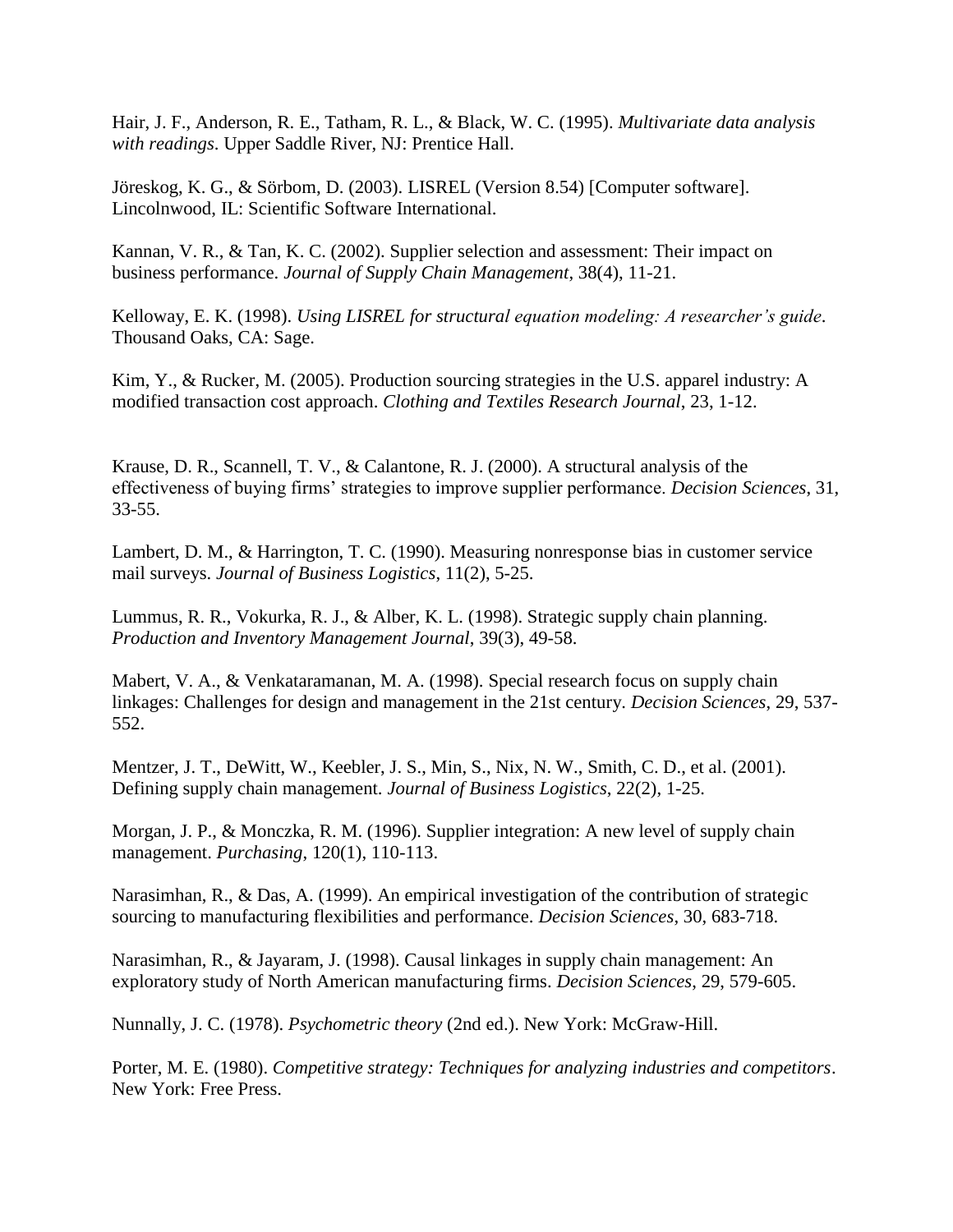Hair, J. F., Anderson, R. E., Tatham, R. L., & Black, W. C. (1995). *Multivariate data analysis with readings*. Upper Saddle River, NJ: Prentice Hall.

Jöreskog, K. G., & Sörbom, D. (2003). LISREL (Version 8.54) [Computer software]. Lincolnwood, IL: Scientific Software International.

Kannan, V. R., & Tan, K. C. (2002). Supplier selection and assessment: Their impact on business performance. *Journal of Supply Chain Management*, 38(4), 11-21.

Kelloway, E. K. (1998). *Using LISREL for structural equation modeling: A researcher's guide*. Thousand Oaks, CA: Sage.

Kim, Y., & Rucker, M. (2005). Production sourcing strategies in the U.S. apparel industry: A modified transaction cost approach. *Clothing and Textiles Research Journal*, 23, 1-12.

Krause, D. R., Scannell, T. V., & Calantone, R. J. (2000). A structural analysis of the effectiveness of buying firms' strategies to improve supplier performance. *Decision Sciences*, 31, 33-55.

Lambert, D. M., & Harrington, T. C. (1990). Measuring nonresponse bias in customer service mail surveys. *Journal of Business Logistics*, 11(2), 5-25.

Lummus, R. R., Vokurka, R. J., & Alber, K. L. (1998). Strategic supply chain planning. *Production and Inventory Management Journal*, 39(3), 49-58.

Mabert, V. A., & Venkataramanan, M. A. (1998). Special research focus on supply chain linkages: Challenges for design and management in the 21st century. *Decision Sciences*, 29, 537-552.

Mentzer, J. T., DeWitt, W., Keebler, J. S., Min, S., Nix, N. W., Smith, C. D., et al. (2001). Defining supply chain management. *Journal of Business Logistics*, 22(2), 1-25.

Morgan, J. P., & Monczka, R. M. (1996). Supplier integration: A new level of supply chain management. *Purchasing*, 120(1), 110-113.

Narasimhan, R., & Das, A. (1999). An empirical investigation of the contribution of strategic sourcing to manufacturing flexibilities and performance. *Decision Sciences*, 30, 683-718.

Narasimhan, R., & Jayaram, J. (1998). Causal linkages in supply chain management: An exploratory study of North American manufacturing firms. *Decision Sciences*, 29, 579-605.

Nunnally, J. C. (1978). *Psychometric theory* (2nd ed.). New York: McGraw-Hill.

Porter, M. E. (1980). *Competitive strategy: Techniques for analyzing industries and competitors*. New York: Free Press.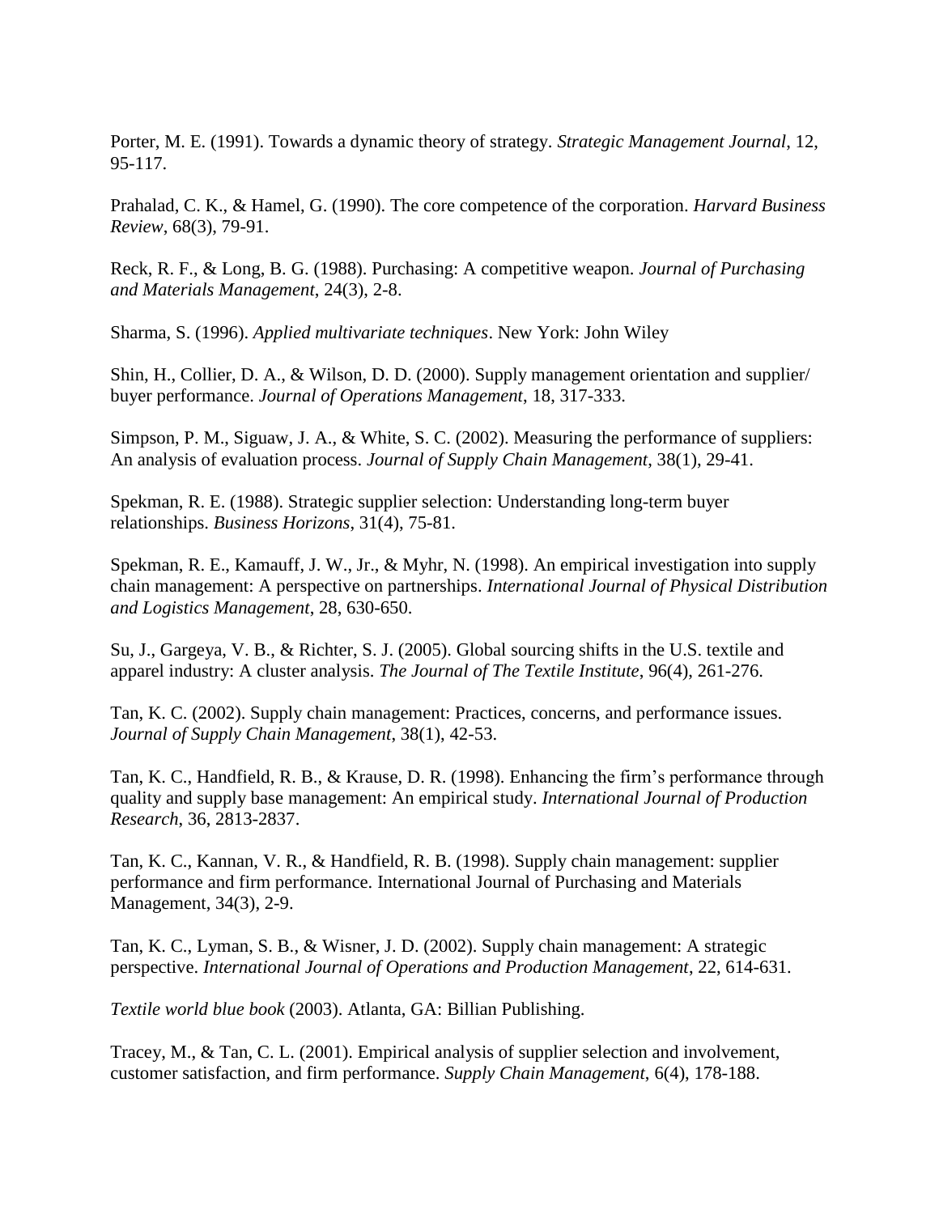Porter, M. E. (1991). Towards a dynamic theory of strategy. *Strategic Management Journal*, 12, 95-117.

Prahalad, C. K., & Hamel, G. (1990). The core competence of the corporation. *Harvard Business Review*, 68(3), 79-91.

Reck, R. F., & Long, B. G. (1988). Purchasing: A competitive weapon. *Journal of Purchasing and Materials Management*, 24(3), 2-8.

Sharma, S. (1996). *Applied multivariate techniques*. New York: John Wiley

Shin, H., Collier, D. A., & Wilson, D. D. (2000). Supply management orientation and supplier/ buyer performance. *Journal of Operations Management*, 18, 317-333.

Simpson, P. M., Siguaw, J. A., & White, S. C. (2002). Measuring the performance of suppliers: An analysis of evaluation process. *Journal of Supply Chain Management*, 38(1), 29-41.

Spekman, R. E. (1988). Strategic supplier selection: Understanding long-term buyer relationships. *Business Horizons*, 31(4), 75-81.

Spekman, R. E., Kamauff, J. W., Jr., & Myhr, N. (1998). An empirical investigation into supply chain management: A perspective on partnerships. *International Journal of Physical Distribution and Logistics Management*, 28, 630-650.

Su, J., Gargeya, V. B., & Richter, S. J. (2005). Global sourcing shifts in the U.S. textile and apparel industry: A cluster analysis. *The Journal of The Textile Institute*, 96(4), 261-276.

Tan, K. C. (2002). Supply chain management: Practices, concerns, and performance issues. *Journal of Supply Chain Management*, 38(1), 42-53.

Tan, K. C., Handfield, R. B., & Krause, D. R. (1998). Enhancing the firm's performance through quality and supply base management: An empirical study. *International Journal of Production Research*, 36, 2813-2837.

Tan, K. C., Kannan, V. R., & Handfield, R. B. (1998). Supply chain management: supplier performance and firm performance. International Journal of Purchasing and Materials Management, 34(3), 2-9.

Tan, K. C., Lyman, S. B., & Wisner, J. D. (2002). Supply chain management: A strategic perspective. *International Journal of Operations and Production Management*, 22, 614-631.

*Textile world blue book* (2003). Atlanta, GA: Billian Publishing.

Tracey, M., & Tan, C. L. (2001). Empirical analysis of supplier selection and involvement, customer satisfaction, and firm performance. *Supply Chain Management*, 6(4), 178-188.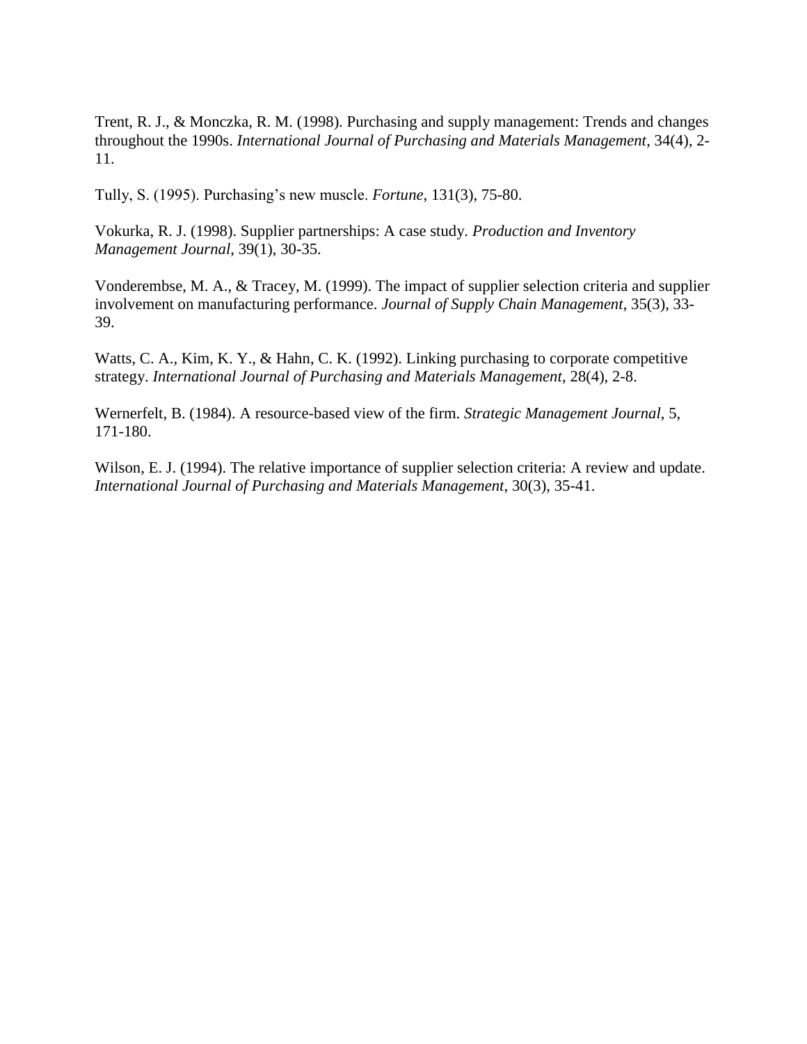Trent, R. J., & Monczka, R. M. (1998). Purchasing and supply management: Trends and changes throughout the 1990s. *International Journal of Purchasing and Materials Management*, 34(4), 2-11.

Tully, S. (1995). Purchasing's new muscle. *Fortune*, 131(3), 75-80.

Vokurka, R. J. (1998). Supplier partnerships: A case study. *Production and Inventory Management Journal*, 39(1), 30-35.

Vonderembse, M. A., & Tracey, M. (1999). The impact of supplier selection criteria and supplier involvement on manufacturing performance. *Journal of Supply Chain Management*, 35(3), 33-39.

Watts, C. A., Kim, K. Y., & Hahn, C. K. (1992). Linking purchasing to corporate competitive strategy. *International Journal of Purchasing and Materials Management*, 28(4), 2-8.

Wernerfelt, B. (1984). A resource-based view of the firm. *Strategic Management Journal*, 5, 171-180.

Wilson, E. J. (1994). The relative importance of supplier selection criteria: A review and update. *International Journal of Purchasing and Materials Management*, 30(3), 35-41.